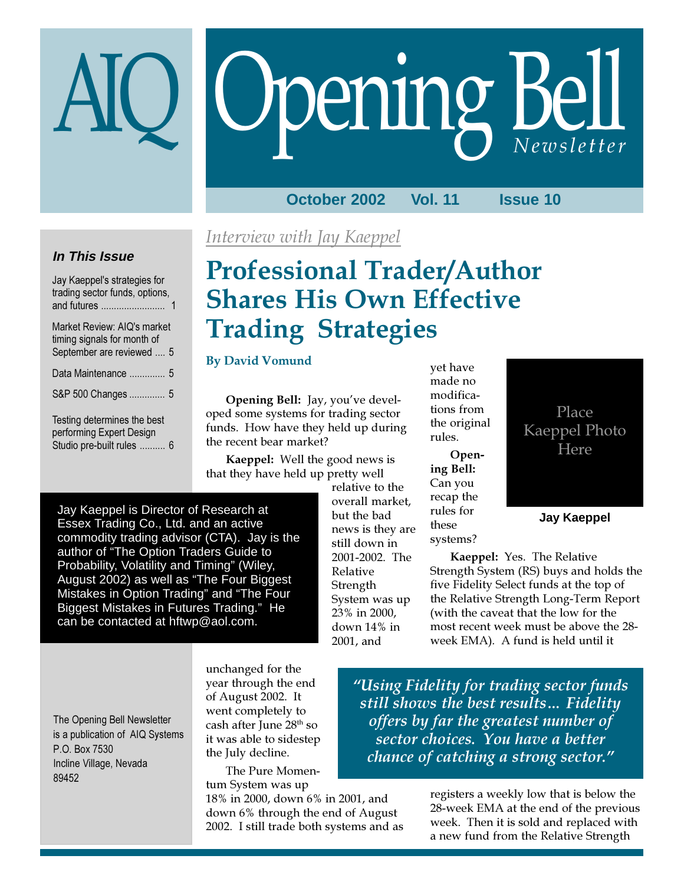# AIQ Opening Bell Newsletter

October 2002 Vol. 11 Issue 10

### In This Issue

- Jay Kaeppel's strategies for trading sector funds, options, and futures ........................ 1
- Market Review: AIQ's market timing signals for month of September are reviewed .... 5
- Data Maintenance .............. 5
- S&P 500 Changes .............. 5
- Testing determines the best performing Expert Design Studio pre-built rules .......... 6

The Opening Bell Newsletter is a publication of AIQ Systems
P.O. Box 7530
Incline Village, Nevada
89452

*Interview with Jay Kaeppel*

## Professional Trader/Author Shares His Own Effective Trading Strategies

**By David Vomund**

Jay Kaeppel is Director of Research at Essex Trading Co., Ltd. and an active commodity trading advisor (CTA). Jay is the author of "The Option Traders Guide to Probability, Volatility and Timing" (Wiley, August 2002) as well as "The Four Biggest Mistakes in Option Trading" and "The Four Biggest Mistakes in Futures Trading." He can be contacted at hftwp@aol.com.

Place Kaeppel Photo Here

**Jay Kaeppel**

**Opening Bell:** Jay, you've developed some systems for trading sector funds. How have they held up during the recent bear market?

**Kaeppel:** Well the good news is that they have held up pretty well relative to the overall market, but the bad news is they are still down in 2001-2002. The Relative Strength System was up 23% in 2000, down 14% in 2001, and unchanged for the year through the end of August 2002. It went completely to cash after June 28th so it was able to sidestep the July decline.

The Pure Momentum System was up 18% in 2000, down 6% in 2001, and down 6% through the end of August 2002. I still trade both systems and as yet have made no modifications from the original rules.

**Opening Bell:** Can you recap the rules for these systems?

**Kaeppel:** Yes. The Relative Strength System (RS) buys and holds the five Fidelity Select funds at the top of the Relative Strength Long-Term Report (with the caveat that the low for the most recent week must be above the 28-week EMA). A fund is held until it registers a weekly low that is below the 28-week EMA at the end of the previous week. Then it is sold and replaced with a new fund from the Relative Strength

> *"Using Fidelity for trading sector funds still shows the best results… Fidelity offers by far the greatest number of sector choices. You have a better chance of catching a strong sector."*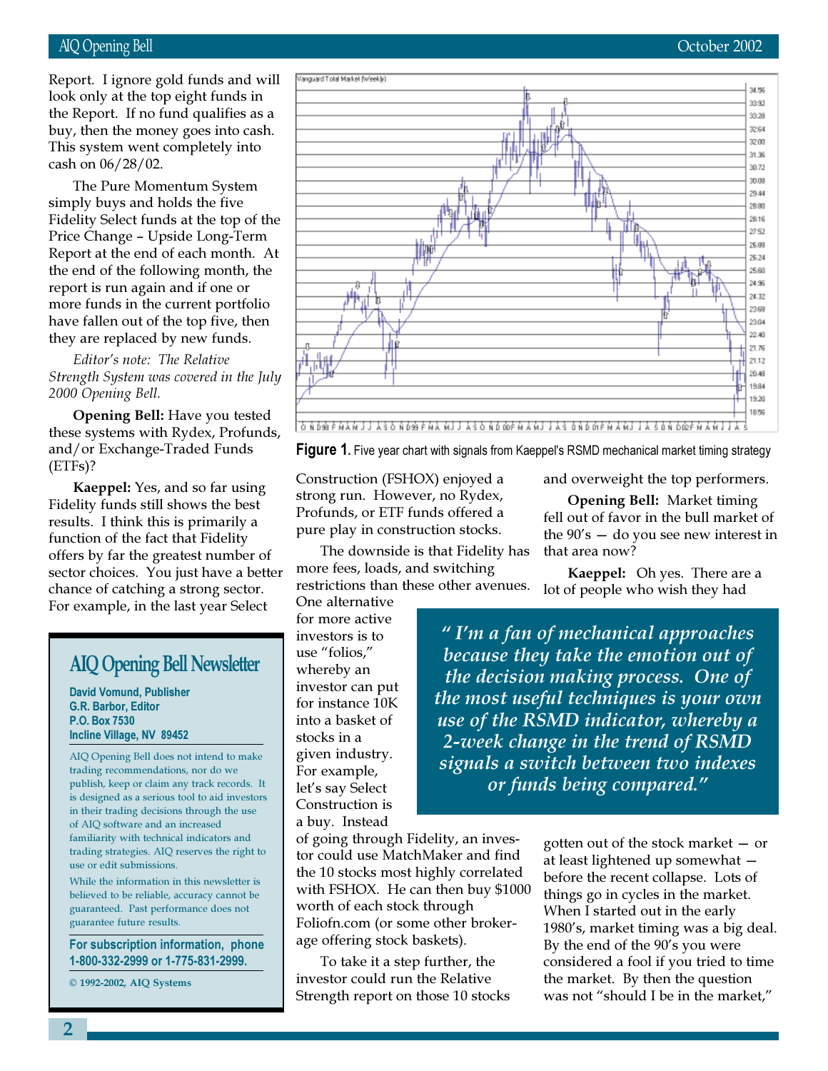Report. I ignore gold funds and will look only at the top eight funds in the Report. If no fund qualifies as a buy, then the money goes into cash. This system went completely into cash on 06/28/02.

The Pure Momentum System simply buys and holds the five Fidelity Select funds at the top of the Price Change – Upside Long-Term Report at the end of each month. At the end of the following month, the report is run again and if one or more funds in the current portfolio have fallen out of the top five, then they are replaced by new funds.

*Editor's note: The Relative Strength System was covered in the July 2000 Opening Bell.*

**Opening Bell:** Have you tested these systems with Rydex, Profunds, and/or Exchange-Traded Funds (ETFs)?

**Kaeppel:** Yes, and so far using Fidelity funds still shows the best results. I think this is primarily a function of the fact that Fidelity offers by far the greatest number of sector choices. You just have a better chance of catching a strong sector. For example, in the last year Select Construction (FSHOX) enjoyed a strong run. However, no Rydex, Profunds, or ETF funds offered a pure play in construction stocks.

The downside is that Fidelity has more fees, loads, and switching restrictions than these other avenues. One alternative for more active investors is to use "folios," whereby an investor can put for instance 10K into a basket of stocks in a given industry. For example, let's say Select Construction is a buy. Instead of going through Fidelity, an investor could use MatchMaker and find the 10 stocks most highly correlated with FSHOX. He can then buy $1000 worth of each stock through Foliofn.com (or some other brokerage offering stock baskets).

To take it a step further, the investor could run the Relative Strength report on those 10 stocks and overweight the top performers.

**Figure 1.** Five year chart with signals from Kaeppel's RSMD mechanical market timing strategy

**Opening Bell:** Market timing fell out of favor in the bull market of the 90's — do you see new interest in that area now?

**Kaeppel:** Oh yes. There are a lot of people who wish they had gotten out of the stock market — or at least lightened up somewhat — before the recent collapse. Lots of things go in cycles in the market. When I started out in the early 1980's, market timing was a big deal. By the end of the 90's you were considered a fool if you tried to time the market. By then the question was not "should I be in the market,"

> *"I'm a fan of mechanical approaches because they take the emotion out of the decision making process. One of the most useful techniques is your own use of the RSMD indicator, whereby a 2-week change in the trend of RSMD signals a switch between two indexes or funds being compared."*

## AIQ Opening Bell Newsletter

**David Vomund, Publisher**
**G.R. Barbor, Editor**
**P.O. Box 7530**
**Incline Village, NV 89452**

AIQ Opening Bell does not intend to make trading recommendations, nor do we publish, keep or claim any track records. It is designed as a serious tool to aid investors in their trading decisions through the use of AIQ software and an increased familiarity with technical indicators and trading strategies. AIQ reserves the right to use or edit submissions.

While the information in this newsletter is believed to be reliable, accuracy cannot be guaranteed. Past performance does not guarantee future results.

**For subscription information, phone 1-800-332-2999 or 1-775-831-2999.**

© 1992-2002, AIQ Systems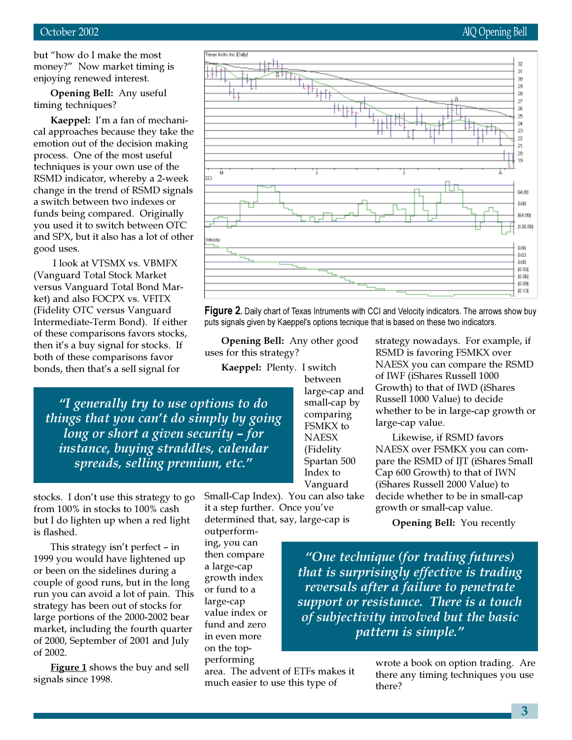but "how do I make the most money?" Now market timing is enjoying renewed interest.

**Opening Bell:** Any useful timing techniques?

**Kaeppel:** I'm a fan of mechanical approaches because they take the emotion out of the decision making process. One of the most useful techniques is your own use of the RSMD indicator, whereby a 2-week change in the trend of RSMD signals a switch between two indexes or funds being compared. Originally you used it to switch between OTC and SPX, but it also has a lot of other good uses.

I look at VTSMX vs. VBMFX (Vanguard Total Stock Market versus Vanguard Total Bond Market) and also FOCPX vs. VFITX (Fidelity OTC versus Vanguard Intermediate-Term Bond). If either of these comparisons favors stocks, then it's a buy signal for stocks. If both of these comparisons favor bonds, then that's a sell signal for stocks. I don't use this strategy to go from 100% in stocks to 100% cash but I do lighten up when a red light is flashed.

This strategy isn't perfect – in 1999 you would have lightened up or been on the sidelines during a couple of good runs, but in the long run you can avoid a lot of pain. This strategy has been out of stocks for large portions of the 2000-2002 bear market, including the fourth quarter of 2000, September of 2001 and July of 2002.

**Figure 1** shows the buy and sell signals since 1998.

> *"I generally try to use options to do things that you can't do simply by going long or short a given security – for instance, buying straddles, calendar spreads, selling premium, etc."*

**Figure 2.** Daily chart of Texas Intruments with CCI and Velocity indicators. The arrows show buy puts signals given by Kaeppel's options tecnique that is based on these two indicators.

**Opening Bell:** Any other good uses for this strategy?

**Kaeppel:** Plenty. I switch between large-cap and small-cap by comparing FSMKX to NAESX (Fidelity Spartan 500 Index to Vanguard Small-Cap Index). You can also take it a step further. Once you've determined that, say, large-cap is outperforming, you can then compare a large-cap growth index or fund to a large-cap value index or fund and zero in even more on the top-performing area. The advent of ETFs makes it much easier to use this type of strategy nowadays. For example, if RSMD is favoring FSMKX over NAESX you can compare the RSMD of IWF (iShares Russell 1000 Growth) to that of IWD (iShares Russell 1000 Value) to decide whether to be in large-cap growth or large-cap value.

Likewise, if RSMD favors NAESX over FSMKX you can compare the RSMD of IJT (iShares Small Cap 600 Growth) to that of IWN (iShares Russell 2000 Value) to decide whether to be in small-cap growth or small-cap value.

> *"One technique (for trading futures) that is surprisingly effective is trading reversals after a failure to penetrate support or resistance. There is a touch of subjectivity involved but the basic pattern is simple."*

**Opening Bell:** You recently wrote a book on option trading. Are there any timing techniques you use there?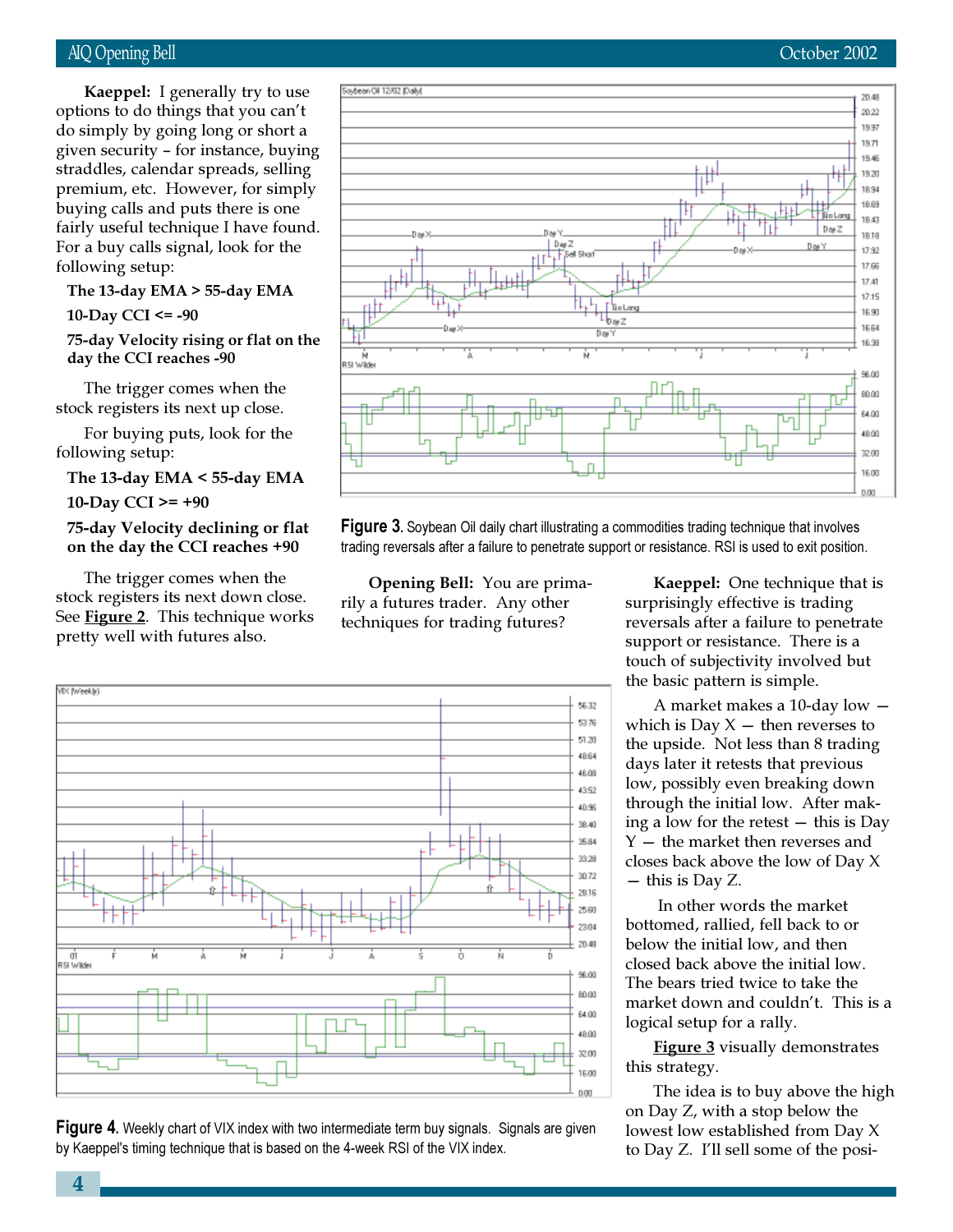**Kaeppel:** I generally try to use options to do things that you can't do simply by going long or short a given security – for instance, buying straddles, calendar spreads, selling premium, etc. However, for simply buying calls and puts there is one fairly useful technique I have found. For a buy calls signal, look for the following setup:

**The 13-day EMA > 55-day EMA**

**10-Day CCI <= -90**

**75-day Velocity rising or flat on the day the CCI reaches -90**

The trigger comes when the stock registers its next up close.

For buying puts, look for the following setup:

**The 13-day EMA < 55-day EMA**

**10-Day CCI >= +90**

**75-day Velocity declining or flat on the day the CCI reaches +90**

The trigger comes when the stock registers its next down close. See **Figure 2**. This technique works pretty well with futures also.

**Figure 3.** Soybean Oil daily chart illustrating a commodities trading technique that involves trading reversals after a failure to penetrate support or resistance. RSI is used to exit position.

**Opening Bell:** You are primarily a futures trader. Any other techniques for trading futures?

**Kaeppel:** One technique that is surprisingly effective is trading reversals after a failure to penetrate support or resistance. There is a touch of subjectivity involved but the basic pattern is simple.

A market makes a 10-day low — which is Day X — then reverses to the upside. Not less than 8 trading days later it retests that previous low, possibly even breaking down through the initial low. After making a low for the retest — this is Day Y — the market then reverses and closes back above the low of Day X — this is Day Z.

In other words the market bottomed, rallied, fell back to or below the initial low, and then closed back above the initial low. The bears tried twice to take the market down and couldn't. This is a logical setup for a rally.

**Figure 3** visually demonstrates this strategy.

The idea is to buy above the high on Day Z, with a stop below the lowest low established from Day X to Day Z. I'll sell some of the posi-

**Figure 4.** Weekly chart of VIX index with two intermediate term buy signals. Signals are given by Kaeppel's timing technique that is based on the 4-week RSI of the VIX index.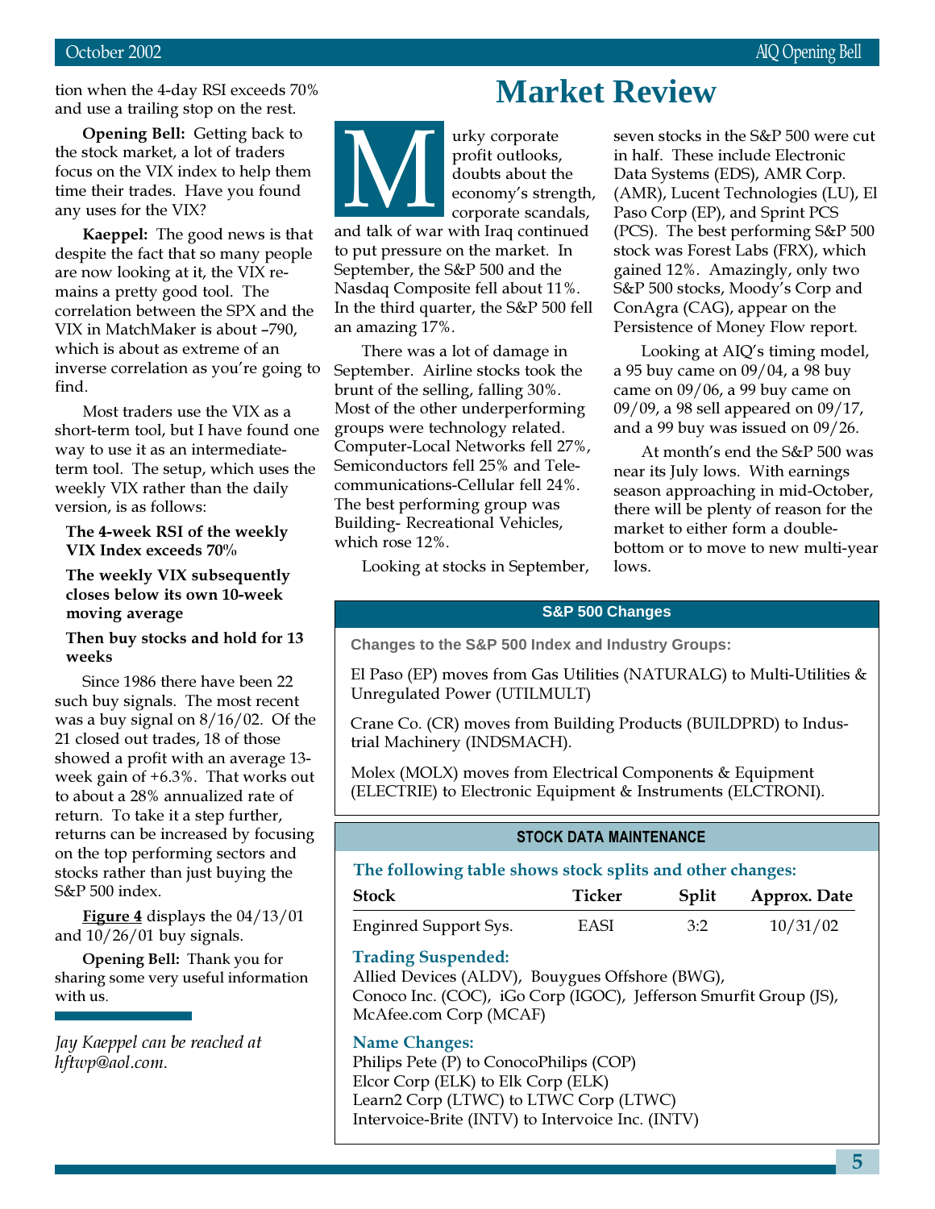tion when the 4-day RSI exceeds 70% and use a trailing stop on the rest.

**Opening Bell:** Getting back to the stock market, a lot of traders focus on the VIX index to help them time their trades. Have you found any uses for the VIX?

**Kaeppel:** The good news is that despite the fact that so many people are now looking at it, the VIX remains a pretty good tool. The correlation between the SPX and the VIX in MatchMaker is about –790, which is about as extreme of an inverse correlation as you're going to find.

Most traders use the VIX as a short-term tool, but I have found one way to use it as an intermediate-term tool. The setup, which uses the weekly VIX rather than the daily version, is as follows:

**The 4-week RSI of the weekly VIX Index exceeds 70%**

**The weekly VIX subsequently closes below its own 10-week moving average**

**Then buy stocks and hold for 13 weeks**

Since 1986 there have been 22 such buy signals. The most recent was a buy signal on 8/16/02. Of the 21 closed out trades, 18 of those showed a profit with an average 13-week gain of +6.3%. That works out to about a 28% annualized rate of return. To take it a step further, returns can be increased by focusing on the top performing sectors and stocks rather than just buying the S&P 500 index.

**Figure 4** displays the 04/13/01 and 10/26/01 buy signals.

**Opening Bell:** Thank you for sharing some very useful information with us.

*Jay Kaeppel can be reached at hftwp@aol.com.*

# Market Review

Murky corporate profit outlooks, doubts about the economy's strength, corporate scandals, and talk of war with Iraq continued to put pressure on the market. In September, the S&P 500 and the Nasdaq Composite fell about 11%. In the third quarter, the S&P 500 fell an amazing 17%.

There was a lot of damage in September. Airline stocks took the brunt of the selling, falling 30%. Most of the other underperforming groups were technology related. Computer-Local Networks fell 27%, Semiconductors fell 25% and Telecommunications-Cellular fell 24%. The best performing group was Building- Recreational Vehicles, which rose 12%.

Looking at stocks in September, seven stocks in the S&P 500 were cut in half. These include Electronic Data Systems (EDS), AMR Corp. (AMR), Lucent Technologies (LU), El Paso Corp (EP), and Sprint PCS (PCS). The best performing S&P 500 stock was Forest Labs (FRX), which gained 12%. Amazingly, only two S&P 500 stocks, Moody's Corp and ConAgra (CAG), appear on the Persistence of Money Flow report.

Looking at AIQ's timing model, a 95 buy came on 09/04, a 98 buy came on 09/06, a 99 buy came on 09/09, a 98 sell appeared on 09/17, and a 99 buy was issued on 09/26.

At month's end the S&P 500 was near its July lows. With earnings season approaching in mid-October, there will be plenty of reason for the market to either form a double-bottom or to move to new multi-year lows.

## S&P 500 Changes

**Changes to the S&P 500 Index and Industry Groups:**

El Paso (EP) moves from Gas Utilities (NATURALG) to Multi-Utilities & Unregulated Power (UTILMULT)

Crane Co. (CR) moves from Building Products (BUILDPRD) to Industrial Machinery (INDSMACH).

Molex (MOLX) moves from Electrical Components & Equipment (ELECTRIE) to Electronic Equipment & Instruments (ELCTRONI).

## STOCK DATA MAINTENANCE

**The following table shows stock splits and other changes:**

| Stock | Ticker | Split | Approx. Date |
|---|---|---|---|
| Enginred Support Sys. | EASI | 3:2 | 10/31/02 |

**Trading Suspended:**
Allied Devices (ALDV), Bouygues Offshore (BWG), Conoco Inc. (COC), iGo Corp (IGOC), Jefferson Smurfit Group (JS), McAfee.com Corp (MCAF)

**Name Changes:**
Philips Pete (P) to ConocoPhilips (COP)
Elcor Corp (ELK) to Elk Corp (ELK)
Learn2 Corp (LTWC) to LTWC Corp (LTWC)
Intervoice-Brite (INTV) to Intervoice Inc. (INTV)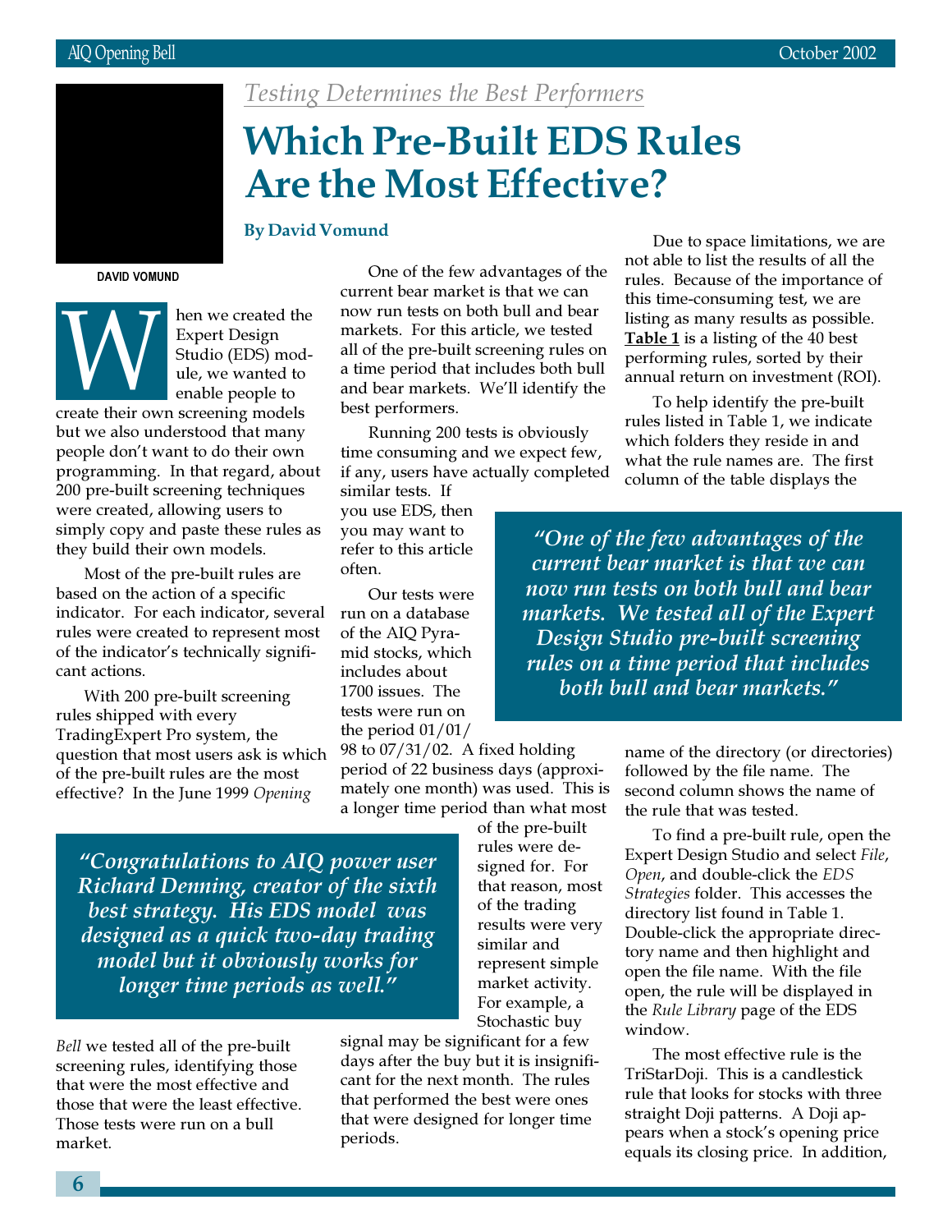*Testing Determines the Best Performers*

# Which Pre-Built EDS Rules Are the Most Effective?

**By David Vomund**

DAVID VOMUND

When we created the Expert Design Studio (EDS) module, we wanted to enable people to create their own screening models but we also understood that many people don't want to do their own programming. In that regard, about 200 pre-built screening techniques were created, allowing users to simply copy and paste these rules as they build their own models.

Most of the pre-built rules are based on the action of a specific indicator. For each indicator, several rules were created to represent most of the indicator's technically significant actions.

With 200 pre-built screening rules shipped with every TradingExpert Pro system, the question that most users ask is which of the pre-built rules are the most effective? In the June 1999 *Opening Bell* we tested all of the pre-built screening rules, identifying those that were the most effective and those that were the least effective. Those tests were run on a bull market.

One of the few advantages of the current bear market is that we can now run tests on both bull and bear markets. For this article, we tested all of the pre-built screening rules on a time period that includes both bull and bear markets. We'll identify the best performers.

Running 200 tests is obviously time consuming and we expect few, if any, users have actually completed similar tests. If you use EDS, then you may want to refer to this article often.

Our tests were run on a database of the AIQ Pyramid stocks, which includes about 1700 issues. The tests were run on the period 01/01/98 to 07/31/02. A fixed holding period of 22 business days (approximately one month) was used. This is a longer time period than what most of the pre-built rules were designed for. For that reason, most of the trading results were very similar and represent simple market activity. For example, a Stochastic buy signal may be significant for a few days after the buy but it is insignificant for the next month. The rules that performed the best were ones that were designed for longer time periods.

> *"One of the few advantages of the current bear market is that we can now run tests on both bull and bear markets. We tested all of the Expert Design Studio pre-built screening rules on a time period that includes both bull and bear markets."*

> *"Congratulations to AIQ power user Richard Denning, creator of the sixth best strategy. His EDS model was designed as a quick two-day trading model but it obviously works for longer time periods as well."*

Due to space limitations, we are not able to list the results of all the rules. Because of the importance of this time-consuming test, we are listing as many results as possible. **Table 1** is a listing of the 40 best performing rules, sorted by their annual return on investment (ROI).

To help identify the pre-built rules listed in Table 1, we indicate which folders they reside in and what the rule names are. The first column of the table displays the name of the directory (or directories) followed by the file name. The second column shows the name of the rule that was tested.

To find a pre-built rule, open the Expert Design Studio and select *File*, *Open*, and double-click the *EDS Strategies* folder. This accesses the directory list found in Table 1. Double-click the appropriate directory name and then highlight and open the file name. With the file open, the rule will be displayed in the *Rule Library* page of the EDS window.

The most effective rule is the TriStarDoji. This is a candlestick rule that looks for stocks with three straight Doji patterns. A Doji appears when a stock's opening price equals its closing price. In addition,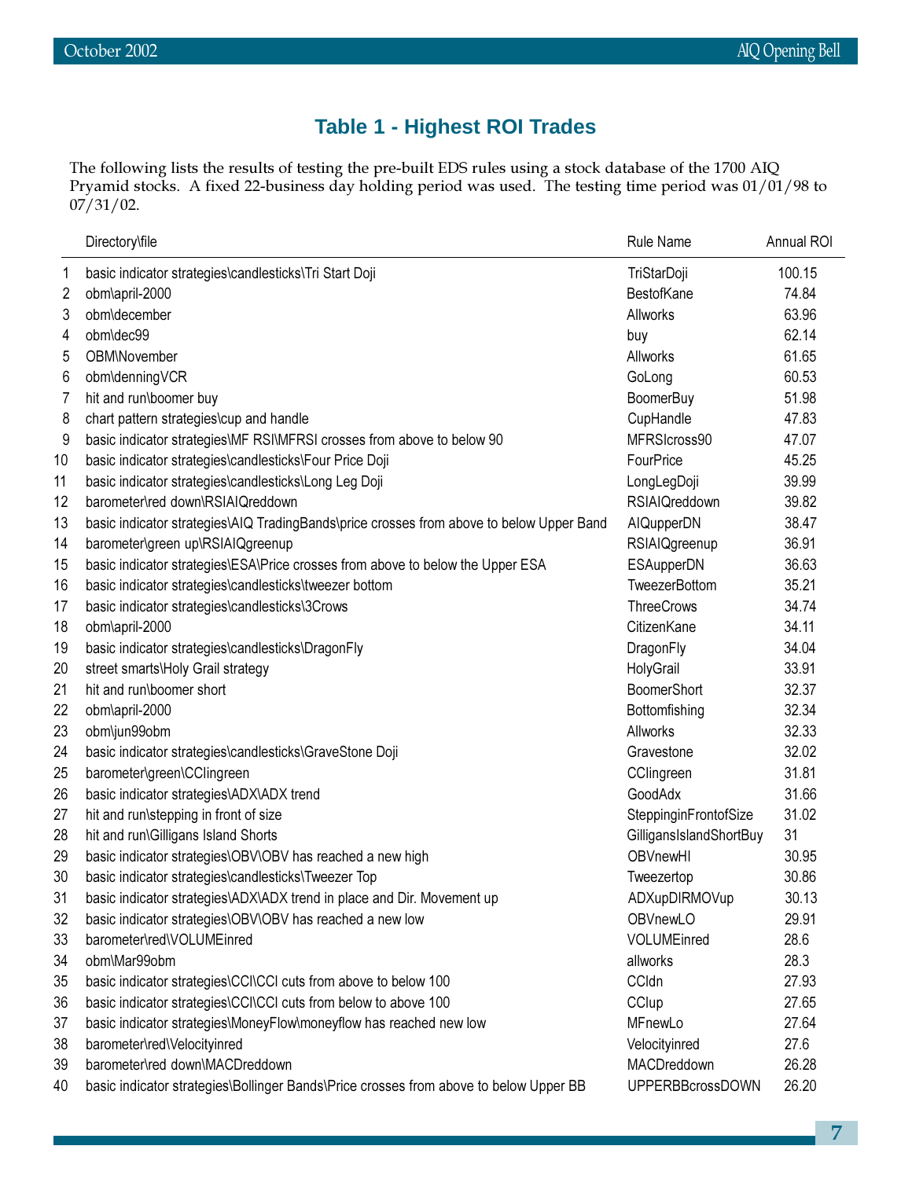## Table 1 - Highest ROI Trades

The following lists the results of testing the pre-built EDS rules using a stock database of the 1700 AIQ Pryamid stocks. A fixed 22-business day holding period was used. The testing time period was 01/01/98 to 07/31/02.

| | Directory\file | Rule Name | Annual ROI |
|---|---|---|---|
| 1 | basic indicator strategies\candlesticks\Tri Start Doji | TriStarDoji | 100.15 |
| 2 | obm\april-2000 | BestofKane | 74.84 |
| 3 | obm\december | Allworks | 63.96 |
| 4 | obm\dec99 | buy | 62.14 |
| 5 | OBM\November | Allworks | 61.65 |
| 6 | obm\denningVCR | GoLong | 60.53 |
| 7 | hit and run\boomer buy | BoomerBuy | 51.98 |
| 8 | chart pattern strategies\cup and handle | CupHandle | 47.83 |
| 9 | basic indicator strategies\MF RSI\MFRSI crosses from above to below 90 | MFRSIcross90 | 47.07 |
| 10 | basic indicator strategies\candlesticks\Four Price Doji | FourPrice | 45.25 |
| 11 | basic indicator strategies\candlesticks\Long Leg Doji | LongLegDoji | 39.99 |
| 12 | barometer\red down\RSIAIQreddown | RSIAIQreddown | 39.82 |
| 13 | basic indicator strategies\AIQ TradingBands\price crosses from above to below Upper Band | AIQupperDN | 38.47 |
| 14 | barometer\green up\RSIAIQgreenup | RSIAIQgreenup | 36.91 |
| 15 | basic indicator strategies\ESA\Price crosses from above to below the Upper ESA | ESAupperDN | 36.63 |
| 16 | basic indicator strategies\candlesticks\tweezer bottom | TweezerBottom | 35.21 |
| 17 | basic indicator strategies\candlesticks\3Crows | ThreeCrows | 34.74 |
| 18 | obm\april-2000 | CitizenKane | 34.11 |
| 19 | basic indicator strategies\candlesticks\DragonFly | DragonFly | 34.04 |
| 20 | street smarts\Holy Grail strategy | HolyGrail | 33.91 |
| 21 | hit and run\boomer short | BoomerShort | 32.37 |
| 22 | obm\april-2000 | Bottomfishing | 32.34 |
| 23 | obm\jun99obm | Allworks | 32.33 |
| 24 | basic indicator strategies\candlesticks\GraveStone Doji | Gravestone | 32.02 |
| 25 | barometer\green\CCIingreen | CCIingreen | 31.81 |
| 26 | basic indicator strategies\ADX\ADX trend | GoodAdx | 31.66 |
| 27 | hit and run\stepping in front of size | SteppinginFrontofSize | 31.02 |
| 28 | hit and run\Gilligans Island Shorts | GilligansIslandShortBuy | 31 |
| 29 | basic indicator strategies\OBV\OBV has reached a new high | OBVnewHI | 30.95 |
| 30 | basic indicator strategies\candlesticks\Tweezer Top | Tweezertop | 30.86 |
| 31 | basic indicator strategies\ADX\ADX trend in place and Dir. Movement up | ADXupDIRMOVup | 30.13 |
| 32 | basic indicator strategies\OBV\OBV has reached a new low | OBVnewLO | 29.91 |
| 33 | barometer\red\VOLUMEinred | VOLUMEinred | 28.6 |
| 34 | obm\Mar99obm | allworks | 28.3 |
| 35 | basic indicator strategies\CCI\CCI cuts from above to below 100 | CCIdn | 27.93 |
| 36 | basic indicator strategies\CCI\CCI cuts from below to above 100 | CCIup | 27.65 |
| 37 | basic indicator strategies\MoneyFlow\moneyflow has reached new low | MFnewLo | 27.64 |
| 38 | barometer\red\Velocityinred | Velocityinred | 27.6 |
| 39 | barometer\red down\MACDreddown | MACDreddown | 26.28 |
| 40 | basic indicator strategies\Bollinger Bands\Price crosses from above to below Upper BB | UPPERBBcrossDOWN | 26.20 |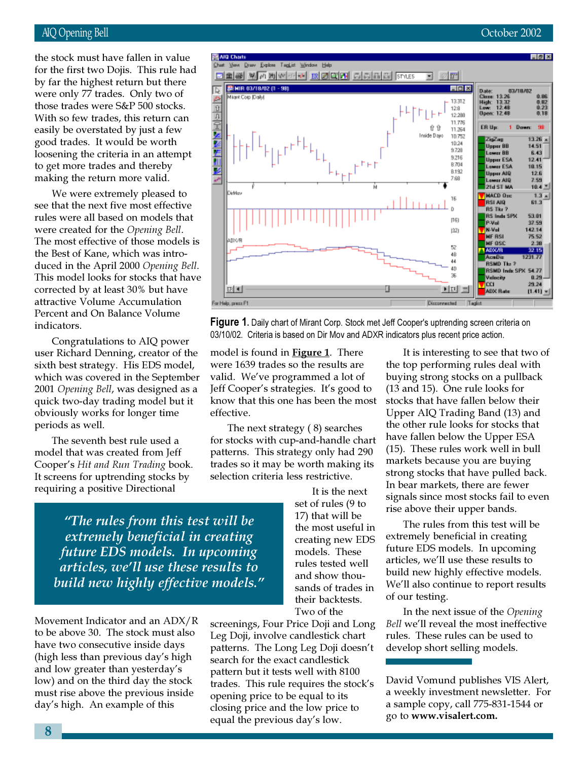the stock must have fallen in value for the first two Dojis. This rule had by far the highest return but there were only 77 trades. Only two of those trades were S&P 500 stocks. With so few trades, this return can easily be overstated by just a few good trades. It would be worth loosening the criteria in an attempt to get more trades and thereby making the return more valid.

We were extremely pleased to see that the next five most effective rules were all based on models that were created for the *Opening Bell*. The most effective of those models is the Best of Kane, which was introduced in the April 2000 *Opening Bell*. This model looks for stocks that have corrected by at least 30% but have attractive Volume Accumulation Percent and On Balance Volume indicators.

Congratulations to AIQ power user Richard Denning, creator of the sixth best strategy. His EDS model, which was covered in the September 2001 *Opening Bell*, was designed as a quick two-day trading model but it obviously works for longer time periods as well.

The seventh best rule used a model that was created from Jeff Cooper's *Hit and Run Trading* book. It screens for uptrending stocks by requiring a positive Directional Movement Indicator and an ADX/R to be above 30. The stock must also have two consecutive inside days (high less than previous day's high and low greater than yesterday's low) and on the third day the stock must rise above the previous inside day's high. An example of this model is found in **Figure 1**. There were 1639 trades so the results are valid. We've programmed a lot of Jeff Cooper's strategies. It's good to know that this one has been the most effective.

**Figure 1.** Daily chart of Mirant Corp. Stock met Jeff Cooper's uptrending screen criteria on 03/10/02. Criteria is based on Dir Mov and ADXR indicators plus recent price action.

The next strategy ( 8) searches for stocks with cup-and-handle chart patterns. This strategy only had 290 trades so it may be worth making its selection criteria less restrictive.

> *"The rules from this test will be extremely beneficial in creating future EDS models. In upcoming articles, we'll use these results to build new highly effective models."*

It is the next set of rules (9 to 17) that will be the most useful in creating new EDS models. These rules tested well and show thousands of trades in their backtests. Two of the screenings, Four Price Doji and Long Leg Doji, involve candlestick chart patterns. The Long Leg Doji doesn't search for the exact candlestick pattern but it tests well with 8100 trades. This rule requires the stock's opening price to be equal to its closing price and the low price to equal the previous day's low.

It is interesting to see that two of the top performing rules deal with buying strong stocks on a pullback (13 and 15). One rule looks for stocks that have fallen below their Upper AIQ Trading Band (13) and the other rule looks for stocks that have fallen below the Upper ESA (15). These rules work well in bull markets because you are buying strong stocks that have pulled back. In bear markets, there are fewer signals since most stocks fail to even rise above their upper bands.

The rules from this test will be extremely beneficial in creating future EDS models. In upcoming articles, we'll use these results to build new highly effective models. We'll also continue to report results of our testing.

In the next issue of the *Opening Bell* we'll reveal the most ineffective rules. These rules can be used to develop short selling models.

David Vomund publishes VIS Alert, a weekly investment newsletter. For a sample copy, call 775-831-1544 or go to **www.visalert.com.**